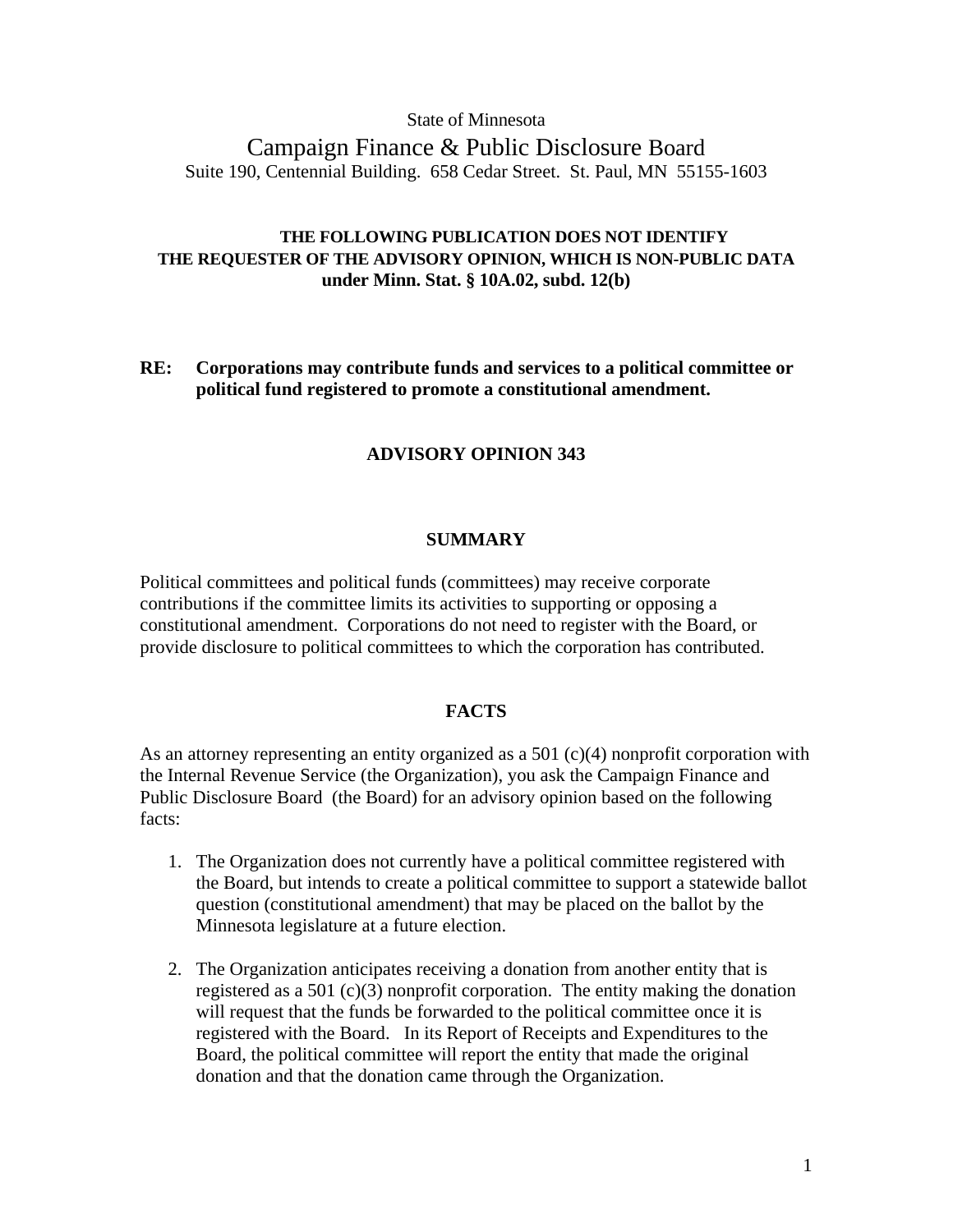State of Minnesota

# Campaign Finance & Public Disclosure Board

Suite 190, Centennial Building. 658 Cedar Street. St. Paul, MN 55155-1603

**THE FOLLOWING PUBLICATION DOES NOT IDENTIFY THE REQUESTER OF THE ADVISORY OPINION, WHICH IS NON-PUBLIC DATA under Minn. Stat. § 10A.02, subd. 12(b)**

**RE: Corporations may contribute funds and services to a political committee or political fund registered to promote a constitutional amendment.**

## ADVISORY OPINION 343

### SUMMARY

Political committees and political funds (committees) may receive corporate contributions if the committee limits its activities to supporting or opposing a constitutional amendment. Corporations do not need to register with the Board, or provide disclosure to political committees to which the corporation has contributed.

### FACTS

As an attorney representing an entity organized as a 501 (c)(4) nonprofit corporation with the Internal Revenue Service (the Organization), you ask the Campaign Finance and Public Disclosure Board (the Board) for an advisory opinion based on the following facts:

1. The Organization does not currently have a political committee registered with the Board, but intends to create a political committee to support a statewide ballot question (constitutional amendment) that may be placed on the ballot by the Minnesota legislature at a future election.

2. The Organization anticipates receiving a donation from another entity that is registered as a 501 (c)(3) nonprofit corporation. The entity making the donation will request that the funds be forwarded to the political committee once it is registered with the Board. In its Report of Receipts and Expenditures to the Board, the political committee will report the entity that made the original donation and that the donation came through the Organization.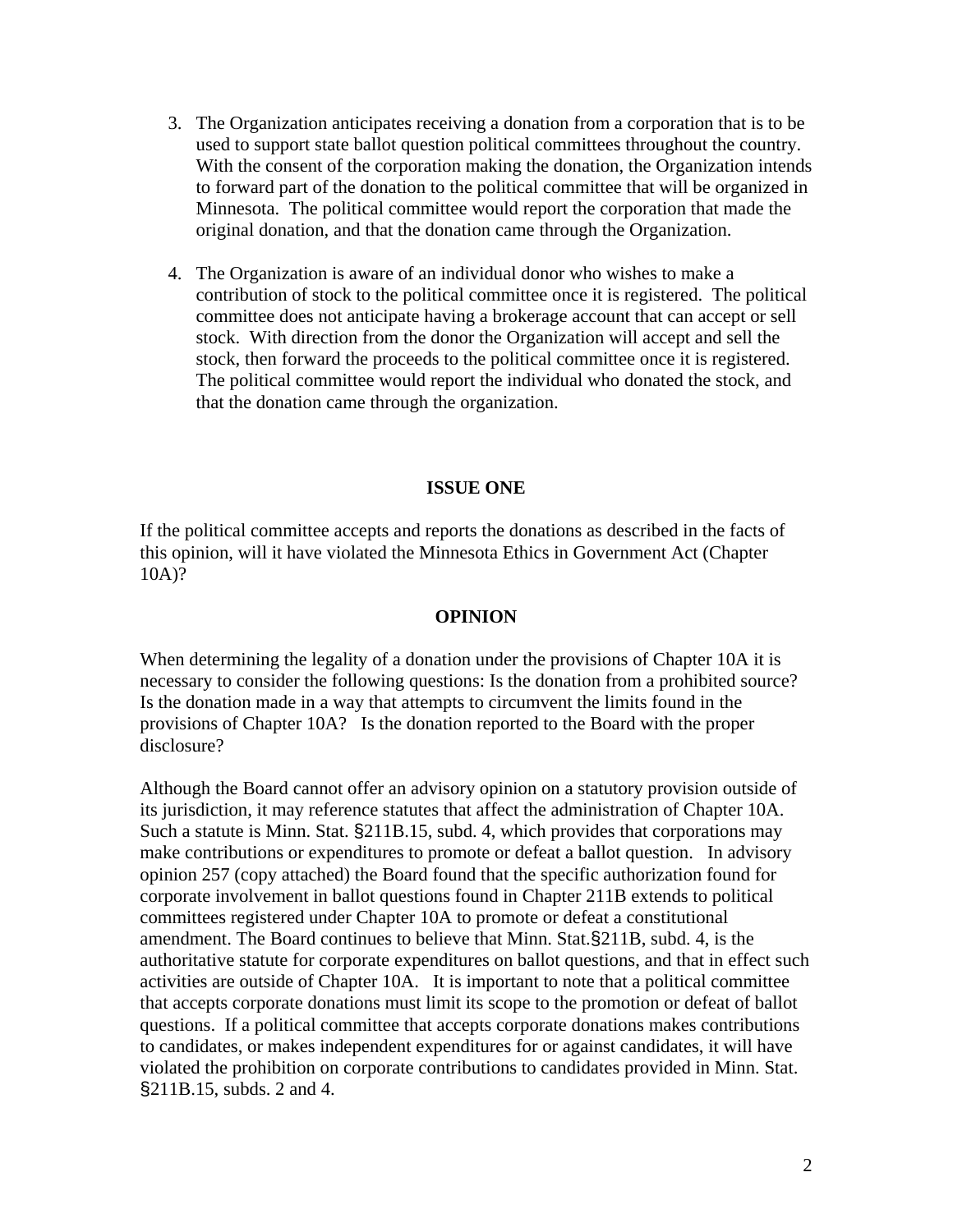3. The Organization anticipates receiving a donation from a corporation that is to be used to support state ballot question political committees throughout the country. With the consent of the corporation making the donation, the Organization intends to forward part of the donation to the political committee that will be organized in Minnesota. The political committee would report the corporation that made the original donation, and that the donation came through the Organization.

4. The Organization is aware of an individual donor who wishes to make a contribution of stock to the political committee once it is registered. The political committee does not anticipate having a brokerage account that can accept or sell stock. With direction from the donor the Organization will accept and sell the stock, then forward the proceeds to the political committee once it is registered. The political committee would report the individual who donated the stock, and that the donation came through the organization.

**ISSUE ONE**

If the political committee accepts and reports the donations as described in the facts of this opinion, will it have violated the Minnesota Ethics in Government Act (Chapter 10A)?

**OPINION**

When determining the legality of a donation under the provisions of Chapter 10A it is necessary to consider the following questions: Is the donation from a prohibited source? Is the donation made in a way that attempts to circumvent the limits found in the provisions of Chapter 10A? Is the donation reported to the Board with the proper disclosure?

Although the Board cannot offer an advisory opinion on a statutory provision outside of its jurisdiction, it may reference statutes that affect the administration of Chapter 10A. Such a statute is Minn. Stat. §211B.15, subd. 4, which provides that corporations may make contributions or expenditures to promote or defeat a ballot question. In advisory opinion 257 (copy attached) the Board found that the specific authorization found for corporate involvement in ballot questions found in Chapter 211B extends to political committees registered under Chapter 10A to promote or defeat a constitutional amendment. The Board continues to believe that Minn. Stat.§211B, subd. 4, is the authoritative statute for corporate expenditures on ballot questions, and that in effect such activities are outside of Chapter 10A. It is important to note that a political committee that accepts corporate donations must limit its scope to the promotion or defeat of ballot questions. If a political committee that accepts corporate donations makes contributions to candidates, or makes independent expenditures for or against candidates, it will have violated the prohibition on corporate contributions to candidates provided in Minn. Stat. §211B.15, subds. 2 and 4.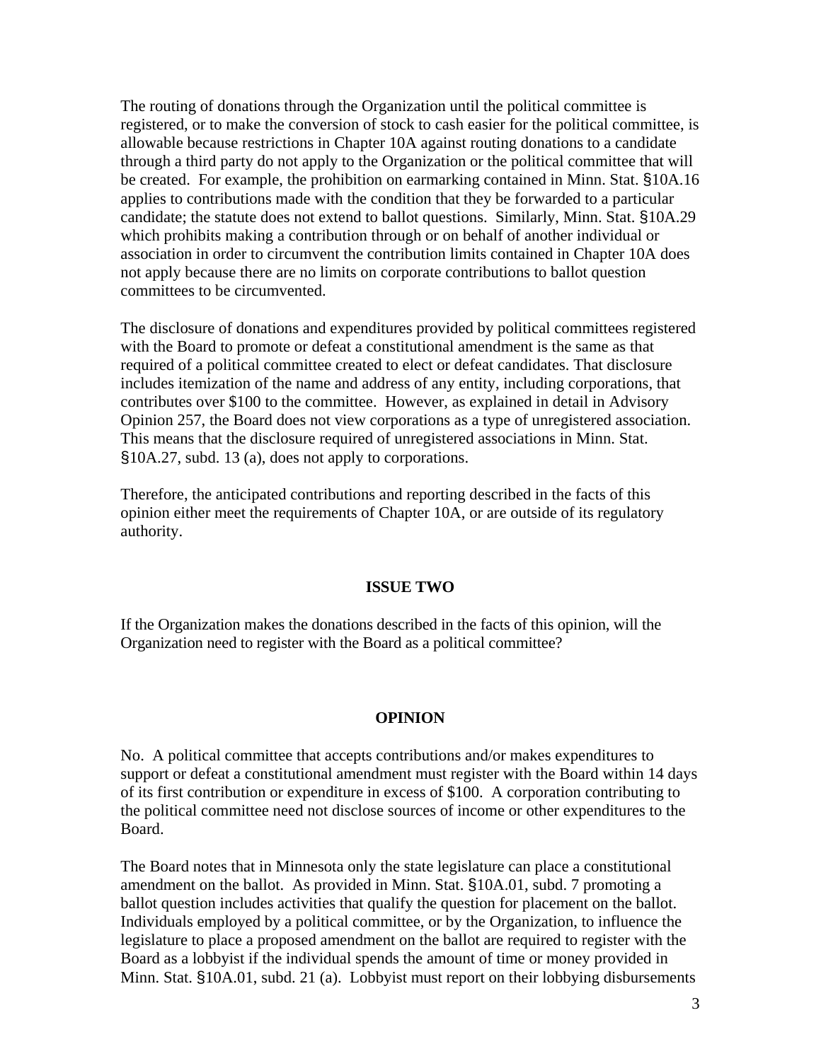The routing of donations through the Organization until the political committee is registered, or to make the conversion of stock to cash easier for the political committee, is allowable because restrictions in Chapter 10A against routing donations to a candidate through a third party do not apply to the Organization or the political committee that will be created. For example, the prohibition on earmarking contained in Minn. Stat. §10A.16 applies to contributions made with the condition that they be forwarded to a particular candidate; the statute does not extend to ballot questions. Similarly, Minn. Stat. §10A.29 which prohibits making a contribution through or on behalf of another individual or association in order to circumvent the contribution limits contained in Chapter 10A does not apply because there are no limits on corporate contributions to ballot question committees to be circumvented.

The disclosure of donations and expenditures provided by political committees registered with the Board to promote or defeat a constitutional amendment is the same as that required of a political committee created to elect or defeat candidates. That disclosure includes itemization of the name and address of any entity, including corporations, that contributes over $100 to the committee. However, as explained in detail in Advisory Opinion 257, the Board does not view corporations as a type of unregistered association. This means that the disclosure required of unregistered associations in Minn. Stat. §10A.27, subd. 13 (a), does not apply to corporations.

Therefore, the anticipated contributions and reporting described in the facts of this opinion either meet the requirements of Chapter 10A, or are outside of its regulatory authority.

**ISSUE TWO**

If the Organization makes the donations described in the facts of this opinion, will the Organization need to register with the Board as a political committee?

**OPINION**

No. A political committee that accepts contributions and/or makes expenditures to support or defeat a constitutional amendment must register with the Board within 14 days of its first contribution or expenditure in excess of $100. A corporation contributing to the political committee need not disclose sources of income or other expenditures to the Board.

The Board notes that in Minnesota only the state legislature can place a constitutional amendment on the ballot. As provided in Minn. Stat. §10A.01, subd. 7 promoting a ballot question includes activities that qualify the question for placement on the ballot. Individuals employed by a political committee, or by the Organization, to influence the legislature to place a proposed amendment on the ballot are required to register with the Board as a lobbyist if the individual spends the amount of time or money provided in Minn. Stat. §10A.01, subd. 21 (a). Lobbyist must report on their lobbying disbursements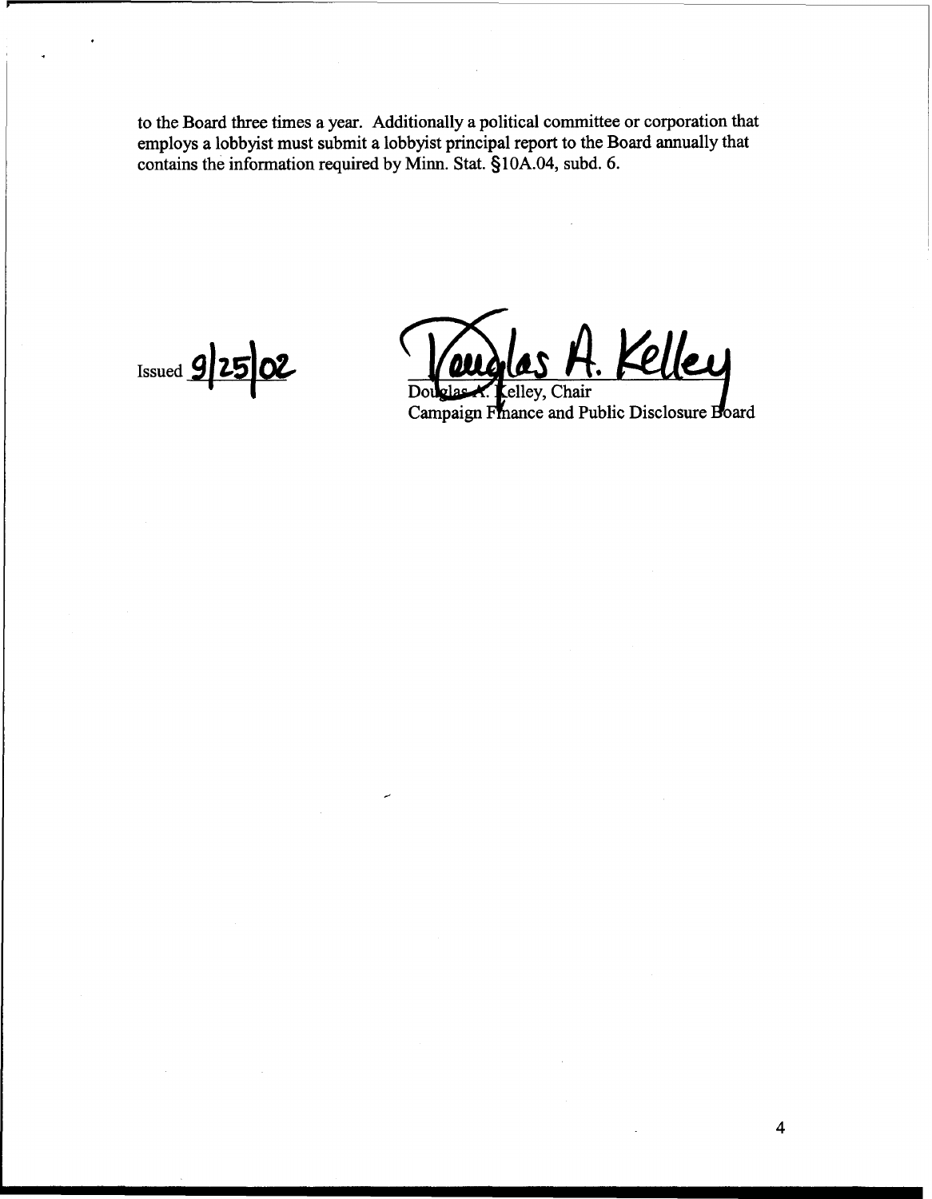to the Board three times a year. Additionally a political committee or corporation that employs a lobbyist must submit a lobbyist principal report to the Board annually that contains the information required by Minn. Stat. §10A.04, subd. 6.

Issued 9/25/02

Douglas A. Kelley, Chair
Campaign Finance and Public Disclosure Board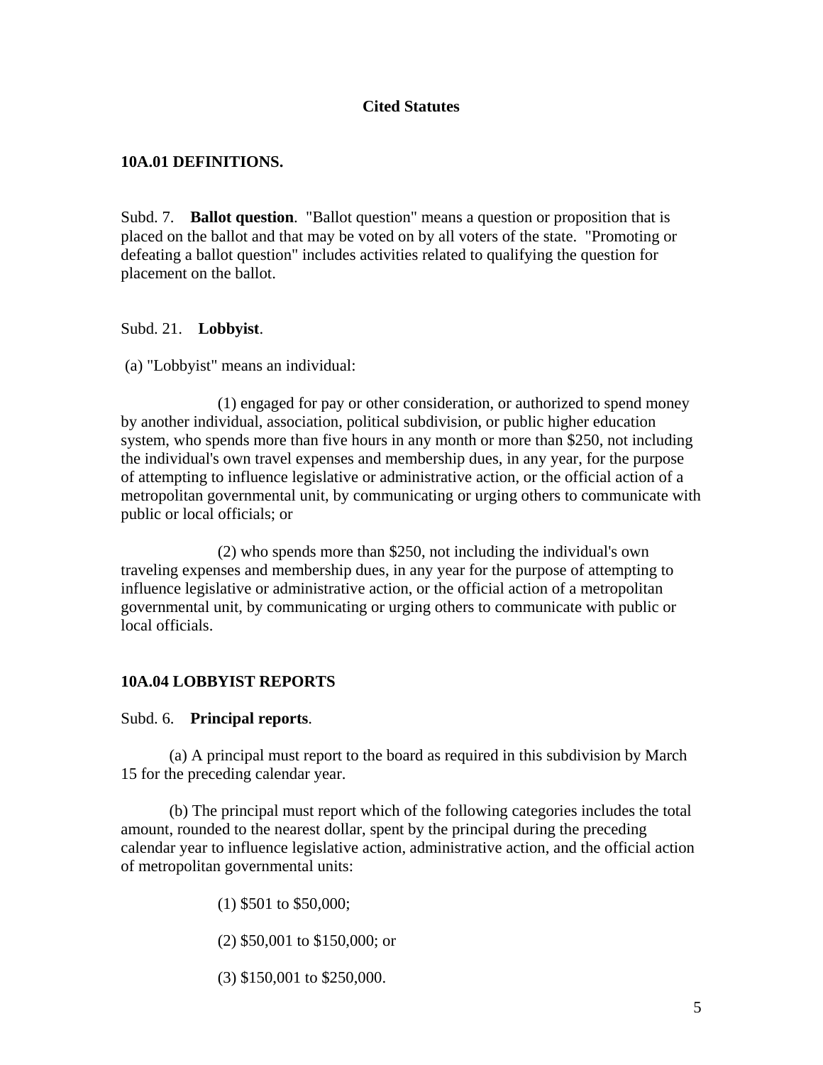## Cited Statutes

### 10A.01 DEFINITIONS.

Subd. 7. **Ballot question**. "Ballot question" means a question or proposition that is placed on the ballot and that may be voted on by all voters of the state. "Promoting or defeating a ballot question" includes activities related to qualifying the question for placement on the ballot.

Subd. 21. **Lobbyist**.

(a) "Lobbyist" means an individual:

(1) engaged for pay or other consideration, or authorized to spend money by another individual, association, political subdivision, or public higher education system, who spends more than five hours in any month or more than $250, not including the individual's own travel expenses and membership dues, in any year, for the purpose of attempting to influence legislative or administrative action, or the official action of a metropolitan governmental unit, by communicating or urging others to communicate with public or local officials; or

(2) who spends more than $250, not including the individual's own traveling expenses and membership dues, in any year for the purpose of attempting to influence legislative or administrative action, or the official action of a metropolitan governmental unit, by communicating or urging others to communicate with public or local officials.

### 10A.04 LOBBYIST REPORTS

Subd. 6. **Principal reports**.

(a) A principal must report to the board as required in this subdivision by March 15 for the preceding calendar year.

(b) The principal must report which of the following categories includes the total amount, rounded to the nearest dollar, spent by the principal during the preceding calendar year to influence legislative action, administrative action, and the official action of metropolitan governmental units:

(1) $501 to $50,000;

(2) $50,001 to $150,000; or

(3) $150,001 to $250,000.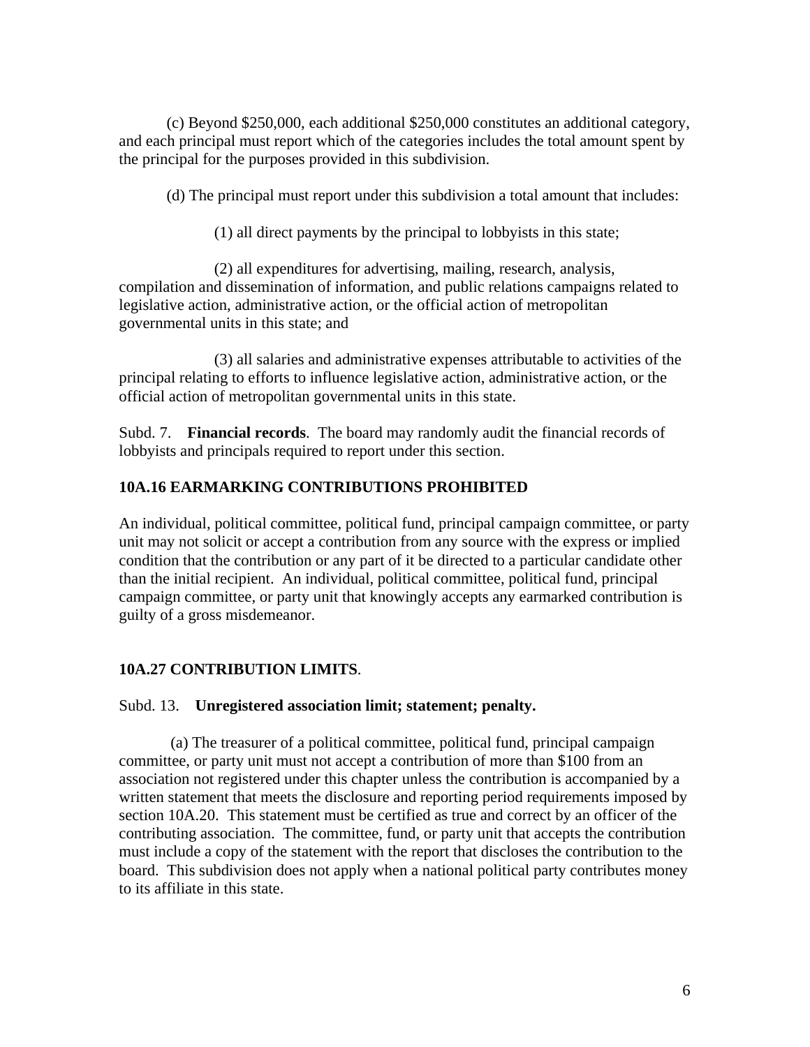(c) Beyond $250,000, each additional $250,000 constitutes an additional category, and each principal must report which of the categories includes the total amount spent by the principal for the purposes provided in this subdivision.

(d) The principal must report under this subdivision a total amount that includes:

(1) all direct payments by the principal to lobbyists in this state;

(2) all expenditures for advertising, mailing, research, analysis, compilation and dissemination of information, and public relations campaigns related to legislative action, administrative action, or the official action of metropolitan governmental units in this state; and

(3) all salaries and administrative expenses attributable to activities of the principal relating to efforts to influence legislative action, administrative action, or the official action of metropolitan governmental units in this state.

Subd. 7. **Financial records**. The board may randomly audit the financial records of lobbyists and principals required to report under this section.

**10A.16 EARMARKING CONTRIBUTIONS PROHIBITED**

An individual, political committee, political fund, principal campaign committee, or party unit may not solicit or accept a contribution from any source with the express or implied condition that the contribution or any part of it be directed to a particular candidate other than the initial recipient. An individual, political committee, political fund, principal campaign committee, or party unit that knowingly accepts any earmarked contribution is guilty of a gross misdemeanor.

**10A.27 CONTRIBUTION LIMITS**.

Subd. 13. **Unregistered association limit; statement; penalty.**

(a) The treasurer of a political committee, political fund, principal campaign committee, or party unit must not accept a contribution of more than $100 from an association not registered under this chapter unless the contribution is accompanied by a written statement that meets the disclosure and reporting period requirements imposed by section 10A.20. This statement must be certified as true and correct by an officer of the contributing association. The committee, fund, or party unit that accepts the contribution must include a copy of the statement with the report that discloses the contribution to the board. This subdivision does not apply when a national political party contributes money to its affiliate in this state.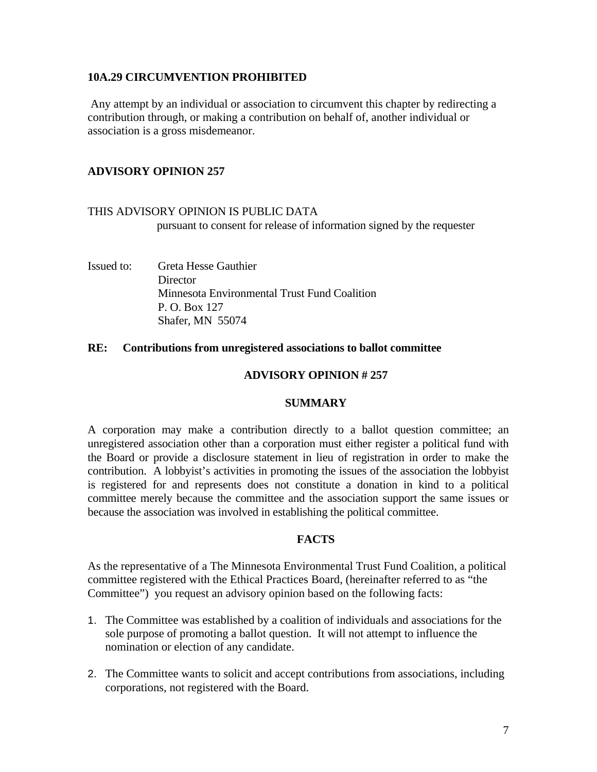**10A.29 CIRCUMVENTION PROHIBITED**

Any attempt by an individual or association to circumvent this chapter by redirecting a contribution through, or making a contribution on behalf of, another individual or association is a gross misdemeanor.

## ADVISORY OPINION 257

THIS ADVISORY OPINION IS PUBLIC DATA
pursuant to consent for release of information signed by the requester

Issued to: Greta Hesse Gauthier
Director
Minnesota Environmental Trust Fund Coalition
P. O. Box 127
Shafer, MN 55074

**RE: Contributions from unregistered associations to ballot committee**

**ADVISORY OPINION # 257**

**SUMMARY**

A corporation may make a contribution directly to a ballot question committee; an unregistered association other than a corporation must either register a political fund with the Board or provide a disclosure statement in lieu of registration in order to make the contribution. A lobbyist's activities in promoting the issues of the association the lobbyist is registered for and represents does not constitute a donation in kind to a political committee merely because the committee and the association support the same issues or because the association was involved in establishing the political committee.

**FACTS**

As the representative of a The Minnesota Environmental Trust Fund Coalition, a political committee registered with the Ethical Practices Board, (hereinafter referred to as "the Committee") you request an advisory opinion based on the following facts:

1. The Committee was established by a coalition of individuals and associations for the sole purpose of promoting a ballot question. It will not attempt to influence the nomination or election of any candidate.

2. The Committee wants to solicit and accept contributions from associations, including corporations, not registered with the Board.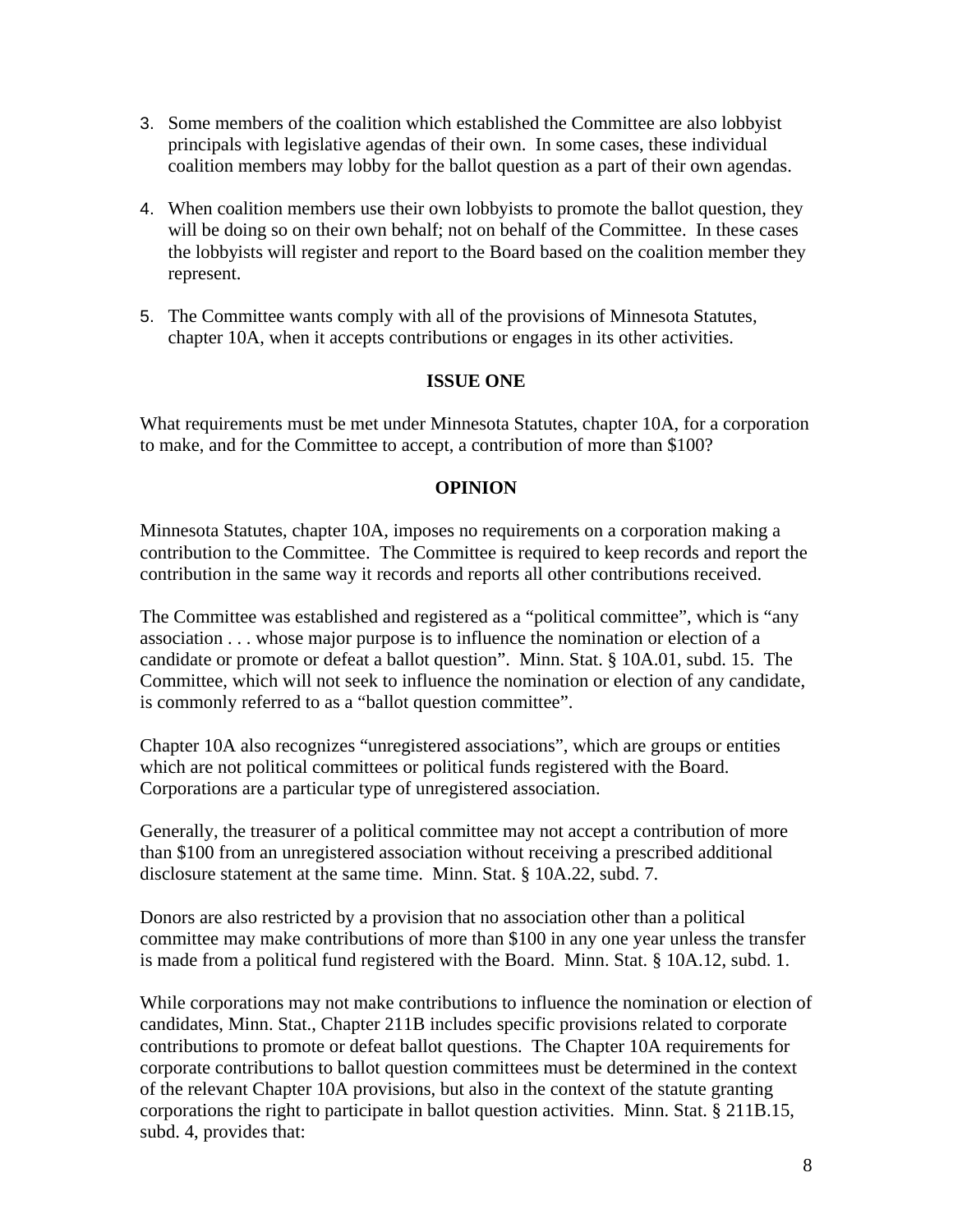3. Some members of the coalition which established the Committee are also lobbyist principals with legislative agendas of their own. In some cases, these individual coalition members may lobby for the ballot question as a part of their own agendas.

4. When coalition members use their own lobbyists to promote the ballot question, they will be doing so on their own behalf; not on behalf of the Committee. In these cases the lobbyists will register and report to the Board based on the coalition member they represent.

5. The Committee wants comply with all of the provisions of Minnesota Statutes, chapter 10A, when it accepts contributions or engages in its other activities.

## ISSUE ONE

What requirements must be met under Minnesota Statutes, chapter 10A, for a corporation to make, and for the Committee to accept, a contribution of more than $100?

## OPINION

Minnesota Statutes, chapter 10A, imposes no requirements on a corporation making a contribution to the Committee. The Committee is required to keep records and report the contribution in the same way it records and reports all other contributions received.

The Committee was established and registered as a "political committee", which is "any association . . . whose major purpose is to influence the nomination or election of a candidate or promote or defeat a ballot question". Minn. Stat. § 10A.01, subd. 15. The Committee, which will not seek to influence the nomination or election of any candidate, is commonly referred to as a "ballot question committee".

Chapter 10A also recognizes "unregistered associations", which are groups or entities which are not political committees or political funds registered with the Board. Corporations are a particular type of unregistered association.

Generally, the treasurer of a political committee may not accept a contribution of more than $100 from an unregistered association without receiving a prescribed additional disclosure statement at the same time. Minn. Stat. § 10A.22, subd. 7.

Donors are also restricted by a provision that no association other than a political committee may make contributions of more than $100 in any one year unless the transfer is made from a political fund registered with the Board. Minn. Stat. § 10A.12, subd. 1.

While corporations may not make contributions to influence the nomination or election of candidates, Minn. Stat., Chapter 211B includes specific provisions related to corporate contributions to promote or defeat ballot questions. The Chapter 10A requirements for corporate contributions to ballot question committees must be determined in the context of the relevant Chapter 10A provisions, but also in the context of the statute granting corporations the right to participate in ballot question activities. Minn. Stat. § 211B.15, subd. 4, provides that: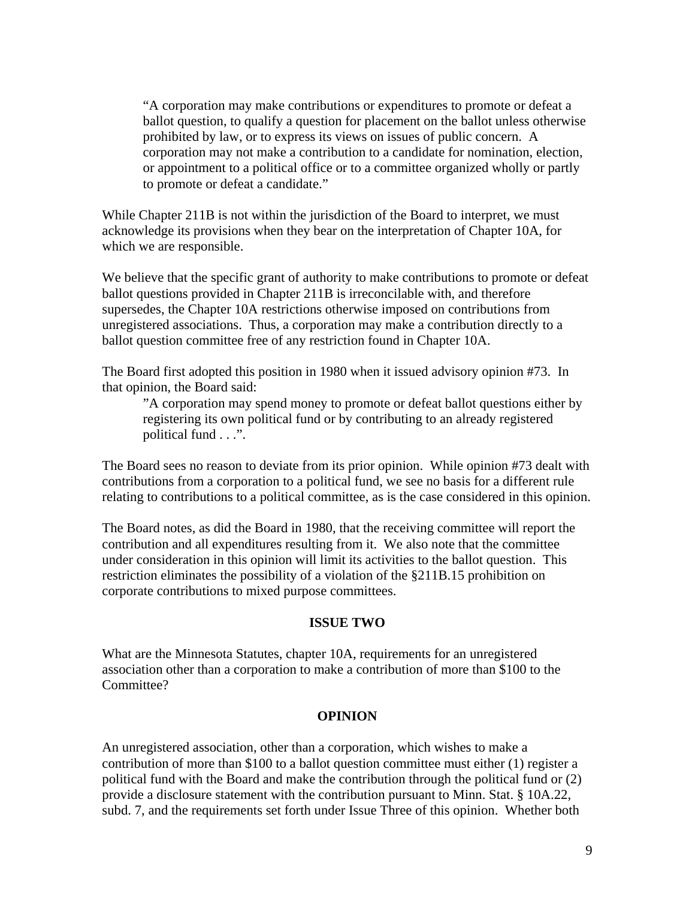> "A corporation may make contributions or expenditures to promote or defeat a ballot question, to qualify a question for placement on the ballot unless otherwise prohibited by law, or to express its views on issues of public concern. A corporation may not make a contribution to a candidate for nomination, election, or appointment to a political office or to a committee organized wholly or partly to promote or defeat a candidate."

While Chapter 211B is not within the jurisdiction of the Board to interpret, we must acknowledge its provisions when they bear on the interpretation of Chapter 10A, for which we are responsible.

We believe that the specific grant of authority to make contributions to promote or defeat ballot questions provided in Chapter 211B is irreconcilable with, and therefore supersedes, the Chapter 10A restrictions otherwise imposed on contributions from unregistered associations. Thus, a corporation may make a contribution directly to a ballot question committee free of any restriction found in Chapter 10A.

The Board first adopted this position in 1980 when it issued advisory opinion #73. In that opinion, the Board said:

> "A corporation may spend money to promote or defeat ballot questions either by registering its own political fund or by contributing to an already registered political fund . . .".

The Board sees no reason to deviate from its prior opinion. While opinion #73 dealt with contributions from a corporation to a political fund, we see no basis for a different rule relating to contributions to a political committee, as is the case considered in this opinion.

The Board notes, as did the Board in 1980, that the receiving committee will report the contribution and all expenditures resulting from it. We also note that the committee under consideration in this opinion will limit its activities to the ballot question. This restriction eliminates the possibility of a violation of the §211B.15 prohibition on corporate contributions to mixed purpose committees.

## ISSUE TWO

What are the Minnesota Statutes, chapter 10A, requirements for an unregistered association other than a corporation to make a contribution of more than $100 to the Committee?

## OPINION

An unregistered association, other than a corporation, which wishes to make a contribution of more than $100 to a ballot question committee must either (1) register a political fund with the Board and make the contribution through the political fund or (2) provide a disclosure statement with the contribution pursuant to Minn. Stat. § 10A.22, subd. 7, and the requirements set forth under Issue Three of this opinion. Whether both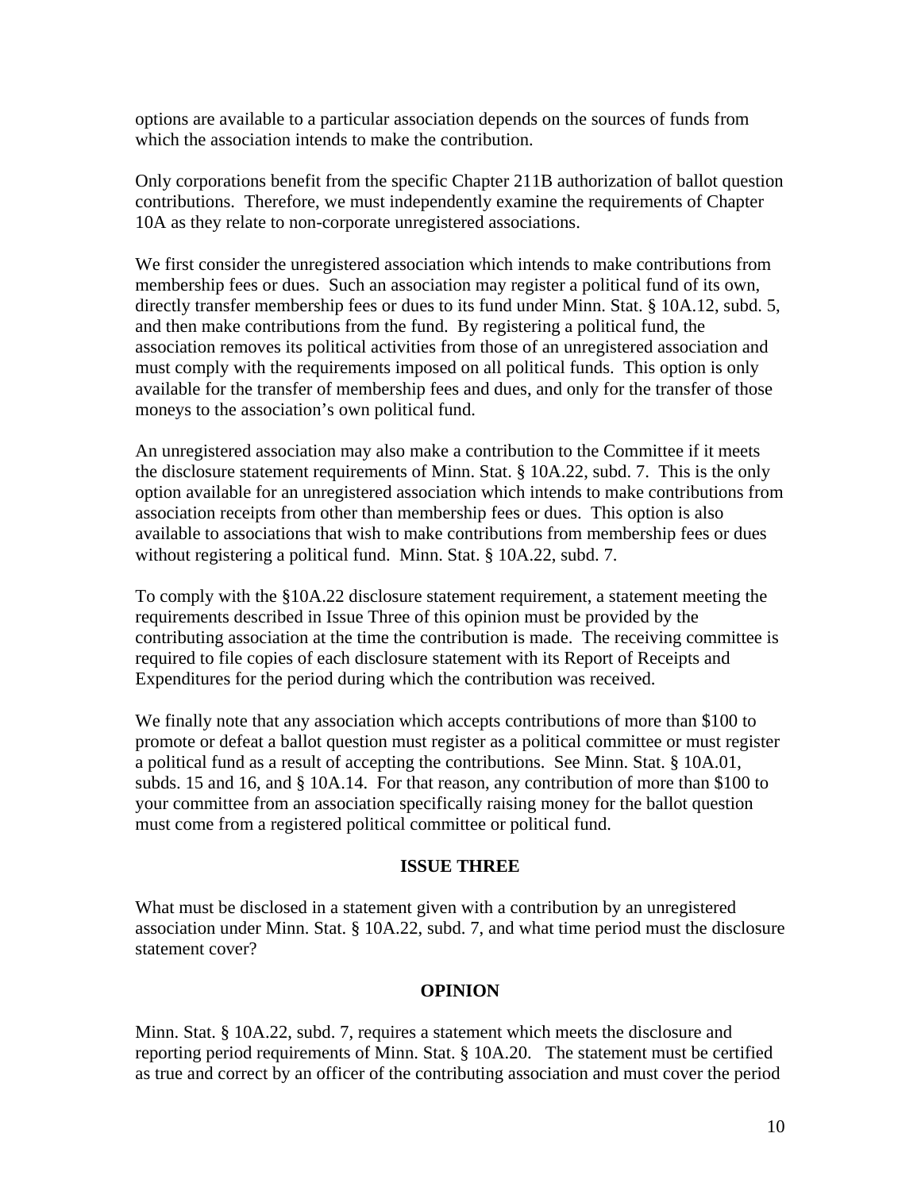options are available to a particular association depends on the sources of funds from which the association intends to make the contribution.

Only corporations benefit from the specific Chapter 211B authorization of ballot question contributions. Therefore, we must independently examine the requirements of Chapter 10A as they relate to non-corporate unregistered associations.

We first consider the unregistered association which intends to make contributions from membership fees or dues. Such an association may register a political fund of its own, directly transfer membership fees or dues to its fund under Minn. Stat. § 10A.12, subd. 5, and then make contributions from the fund. By registering a political fund, the association removes its political activities from those of an unregistered association and must comply with the requirements imposed on all political funds. This option is only available for the transfer of membership fees and dues, and only for the transfer of those moneys to the association's own political fund.

An unregistered association may also make a contribution to the Committee if it meets the disclosure statement requirements of Minn. Stat. § 10A.22, subd. 7. This is the only option available for an unregistered association which intends to make contributions from association receipts from other than membership fees or dues. This option is also available to associations that wish to make contributions from membership fees or dues without registering a political fund. Minn. Stat. § 10A.22, subd. 7.

To comply with the §10A.22 disclosure statement requirement, a statement meeting the requirements described in Issue Three of this opinion must be provided by the contributing association at the time the contribution is made. The receiving committee is required to file copies of each disclosure statement with its Report of Receipts and Expenditures for the period during which the contribution was received.

We finally note that any association which accepts contributions of more than $100 to promote or defeat a ballot question must register as a political committee or must register a political fund as a result of accepting the contributions. See Minn. Stat. § 10A.01, subds. 15 and 16, and § 10A.14. For that reason, any contribution of more than $100 to your committee from an association specifically raising money for the ballot question must come from a registered political committee or political fund.

## ISSUE THREE

What must be disclosed in a statement given with a contribution by an unregistered association under Minn. Stat. § 10A.22, subd. 7, and what time period must the disclosure statement cover?

## OPINION

Minn. Stat. § 10A.22, subd. 7, requires a statement which meets the disclosure and reporting period requirements of Minn. Stat. § 10A.20. The statement must be certified as true and correct by an officer of the contributing association and must cover the period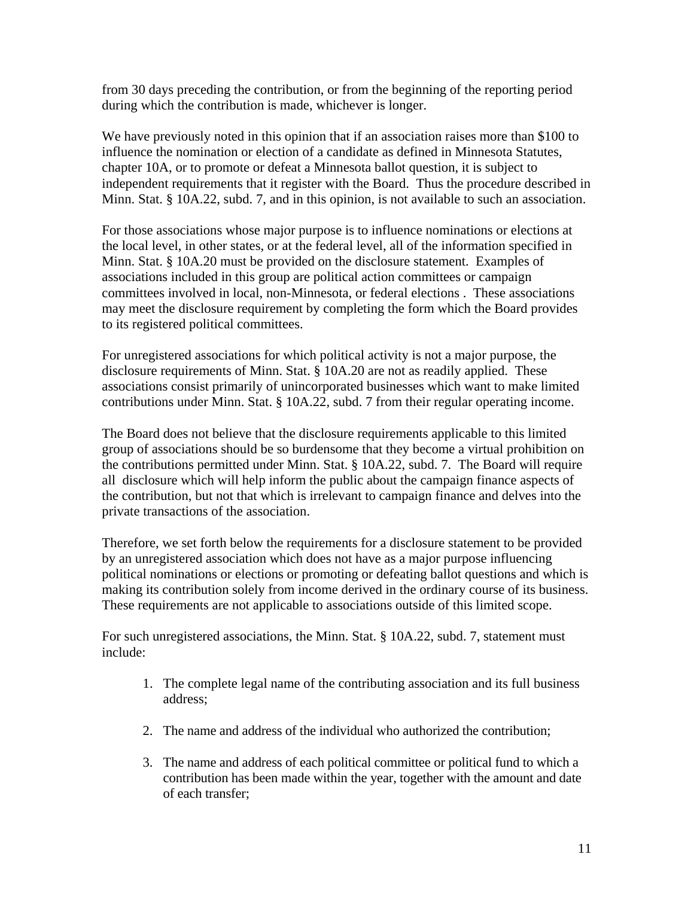from 30 days preceding the contribution, or from the beginning of the reporting period during which the contribution is made, whichever is longer.

We have previously noted in this opinion that if an association raises more than $100 to influence the nomination or election of a candidate as defined in Minnesota Statutes, chapter 10A, or to promote or defeat a Minnesota ballot question, it is subject to independent requirements that it register with the Board. Thus the procedure described in Minn. Stat. § 10A.22, subd. 7, and in this opinion, is not available to such an association.

For those associations whose major purpose is to influence nominations or elections at the local level, in other states, or at the federal level, all of the information specified in Minn. Stat. § 10A.20 must be provided on the disclosure statement. Examples of associations included in this group are political action committees or campaign committees involved in local, non-Minnesota, or federal elections . These associations may meet the disclosure requirement by completing the form which the Board provides to its registered political committees.

For unregistered associations for which political activity is not a major purpose, the disclosure requirements of Minn. Stat. § 10A.20 are not as readily applied. These associations consist primarily of unincorporated businesses which want to make limited contributions under Minn. Stat. § 10A.22, subd. 7 from their regular operating income.

The Board does not believe that the disclosure requirements applicable to this limited group of associations should be so burdensome that they become a virtual prohibition on the contributions permitted under Minn. Stat. § 10A.22, subd. 7. The Board will require all disclosure which will help inform the public about the campaign finance aspects of the contribution, but not that which is irrelevant to campaign finance and delves into the private transactions of the association.

Therefore, we set forth below the requirements for a disclosure statement to be provided by an unregistered association which does not have as a major purpose influencing political nominations or elections or promoting or defeating ballot questions and which is making its contribution solely from income derived in the ordinary course of its business. These requirements are not applicable to associations outside of this limited scope.

For such unregistered associations, the Minn. Stat. § 10A.22, subd. 7, statement must include:

1. The complete legal name of the contributing association and its full business address;

2. The name and address of the individual who authorized the contribution;

3. The name and address of each political committee or political fund to which a contribution has been made within the year, together with the amount and date of each transfer;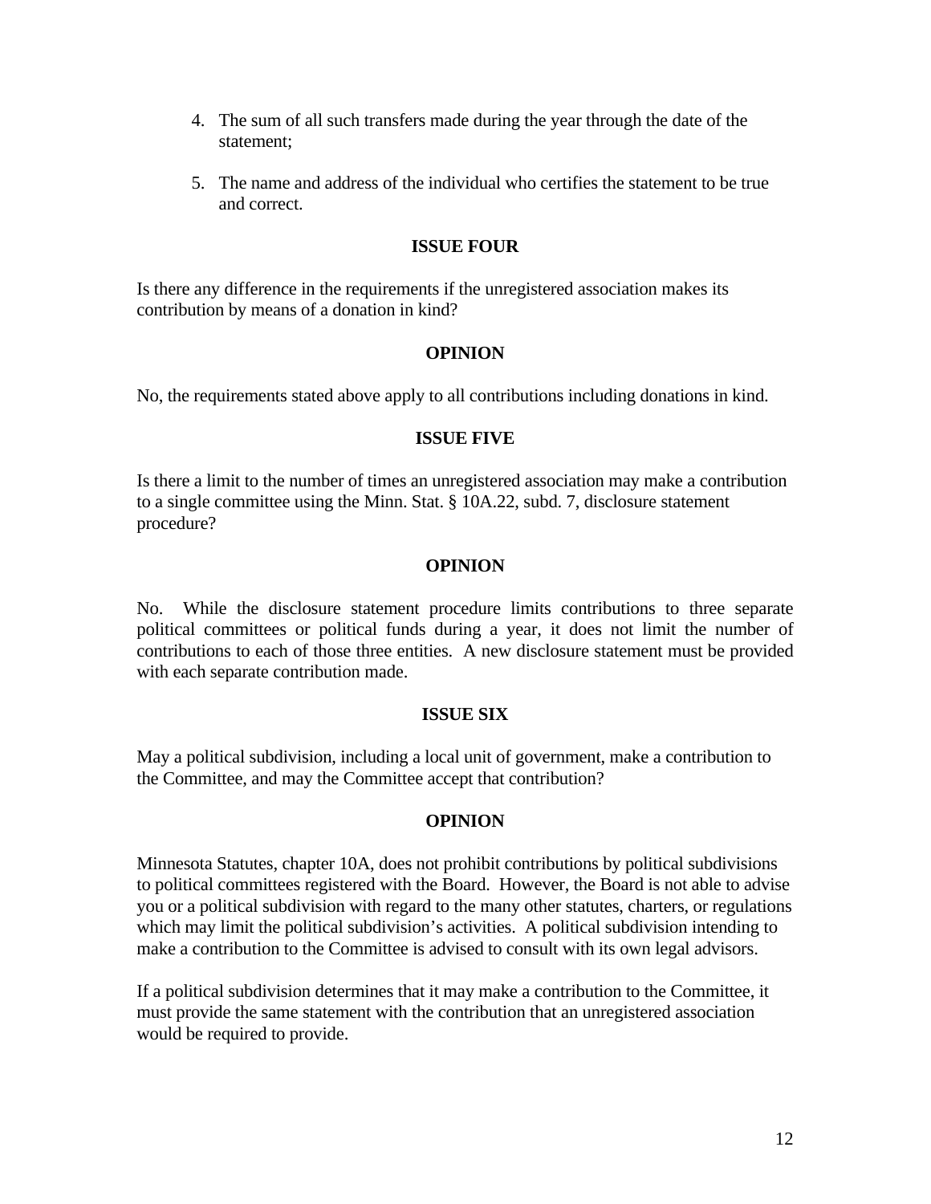4. The sum of all such transfers made during the year through the date of the statement;

5. The name and address of the individual who certifies the statement to be true and correct.

**ISSUE FOUR**

Is there any difference in the requirements if the unregistered association makes its contribution by means of a donation in kind?

**OPINION**

No, the requirements stated above apply to all contributions including donations in kind.

**ISSUE FIVE**

Is there a limit to the number of times an unregistered association may make a contribution to a single committee using the Minn. Stat. § 10A.22, subd. 7, disclosure statement procedure?

**OPINION**

No. While the disclosure statement procedure limits contributions to three separate political committees or political funds during a year, it does not limit the number of contributions to each of those three entities. A new disclosure statement must be provided with each separate contribution made.

**ISSUE SIX**

May a political subdivision, including a local unit of government, make a contribution to the Committee, and may the Committee accept that contribution?

**OPINION**

Minnesota Statutes, chapter 10A, does not prohibit contributions by political subdivisions to political committees registered with the Board. However, the Board is not able to advise you or a political subdivision with regard to the many other statutes, charters, or regulations which may limit the political subdivision's activities. A political subdivision intending to make a contribution to the Committee is advised to consult with its own legal advisors.

If a political subdivision determines that it may make a contribution to the Committee, it must provide the same statement with the contribution that an unregistered association would be required to provide.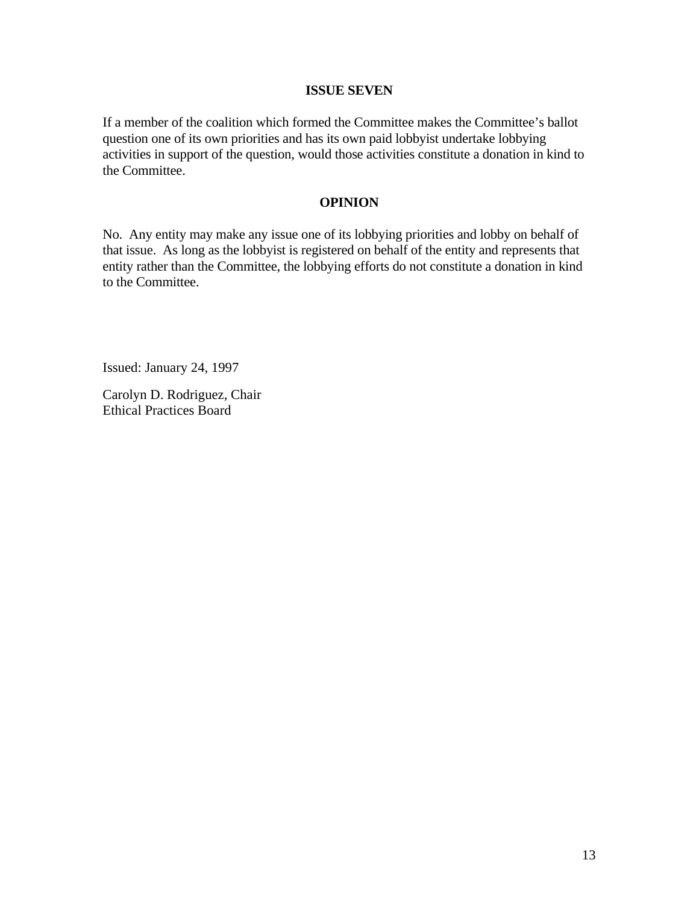## ISSUE SEVEN

If a member of the coalition which formed the Committee makes the Committee's ballot question one of its own priorities and has its own paid lobbyist undertake lobbying activities in support of the question, would those activities constitute a donation in kind to the Committee.

## OPINION

No. Any entity may make any issue one of its lobbying priorities and lobby on behalf of that issue. As long as the lobbyist is registered on behalf of the entity and represents that entity rather than the Committee, the lobbying efforts do not constitute a donation in kind to the Committee.

Issued: January 24, 1997

Carolyn D. Rodriguez, Chair
Ethical Practices Board